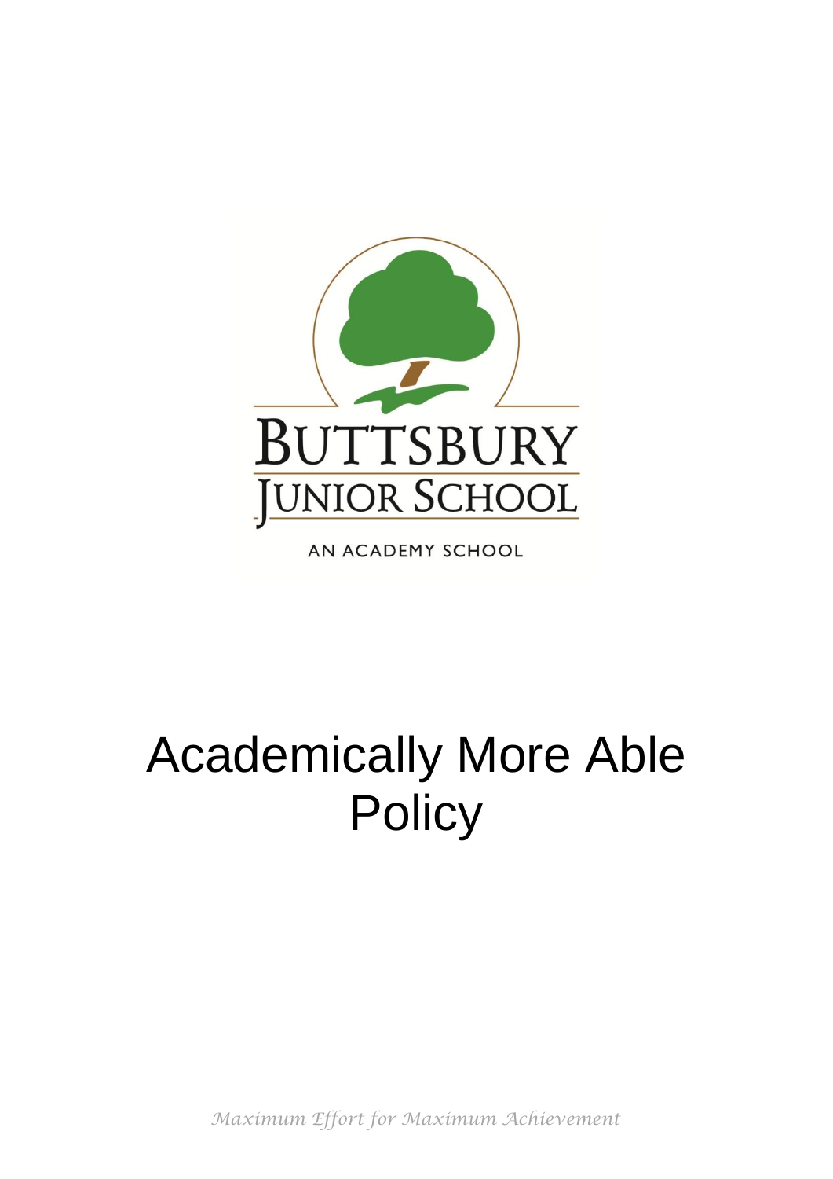BUTTSBURY JUNIOR SCHOOL

AN ACADEMY SCHOOL

# Academically More Able Policy

*Maximum Effort for Maximum Achievement*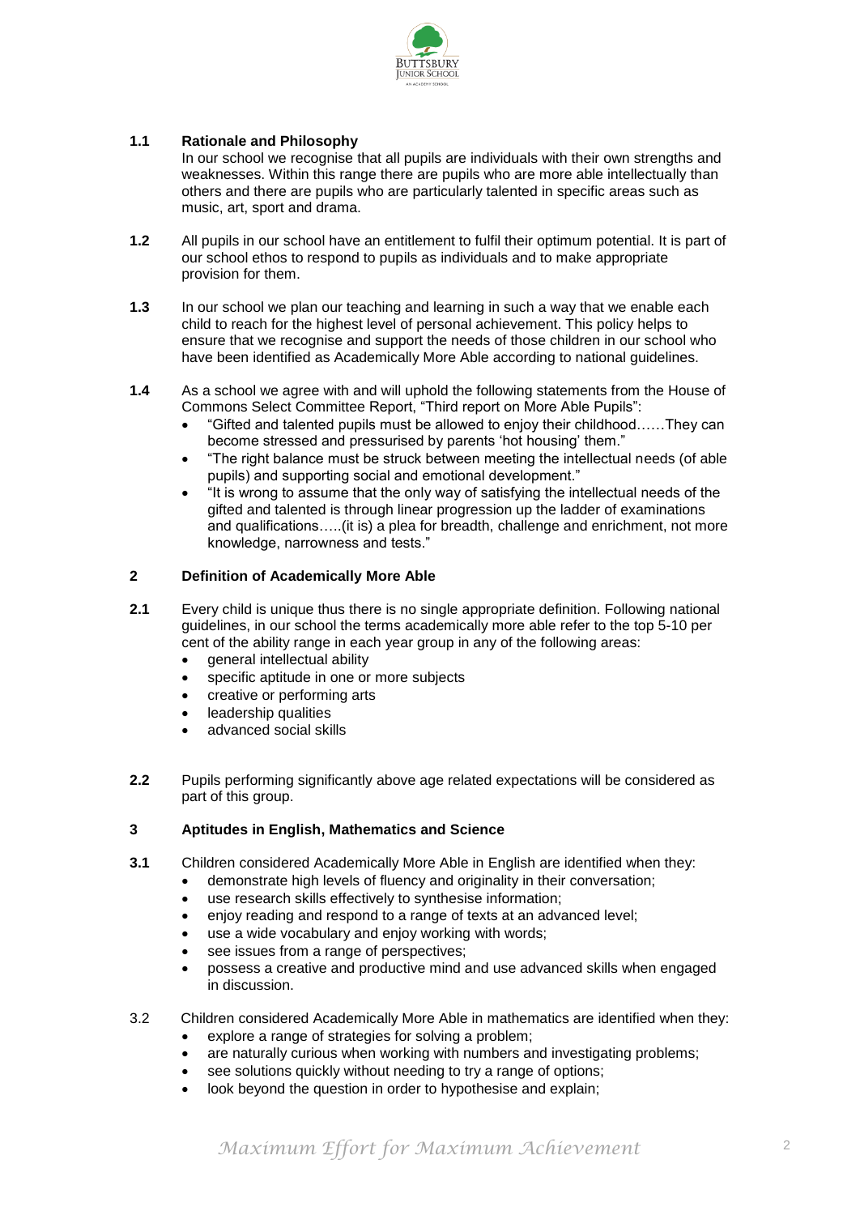**1.1 Rationale and Philosophy**

In our school we recognise that all pupils are individuals with their own strengths and weaknesses. Within this range there are pupils who are more able intellectually than others and there are pupils who are particularly talented in specific areas such as music, art, sport and drama.

**1.2** All pupils in our school have an entitlement to fulfil their optimum potential. It is part of our school ethos to respond to pupils as individuals and to make appropriate provision for them.

**1.3** In our school we plan our teaching and learning in such a way that we enable each child to reach for the highest level of personal achievement. This policy helps to ensure that we recognise and support the needs of those children in our school who have been identified as Academically More Able according to national guidelines.

**1.4** As a school we agree with and will uphold the following statements from the House of Commons Select Committee Report, "Third report on More Able Pupils":

- "Gifted and talented pupils must be allowed to enjoy their childhood……They can become stressed and pressurised by parents 'hot housing' them."
- "The right balance must be struck between meeting the intellectual needs (of able pupils) and supporting social and emotional development."
- "It is wrong to assume that the only way of satisfying the intellectual needs of the gifted and talented is through linear progression up the ladder of examinations and qualifications…..(it is) a plea for breadth, challenge and enrichment, not more knowledge, narrowness and tests."

## 2 Definition of Academically More Able

**2.1** Every child is unique thus there is no single appropriate definition. Following national guidelines, in our school the terms academically more able refer to the top 5-10 per cent of the ability range in each year group in any of the following areas:

- general intellectual ability
- specific aptitude in one or more subjects
- creative or performing arts
- leadership qualities
- advanced social skills

**2.2** Pupils performing significantly above age related expectations will be considered as part of this group.

## 3 Aptitudes in English, Mathematics and Science

**3.1** Children considered Academically More Able in English are identified when they:

- demonstrate high levels of fluency and originality in their conversation;
- use research skills effectively to synthesise information;
- enjoy reading and respond to a range of texts at an advanced level;
- use a wide vocabulary and enjoy working with words;
- see issues from a range of perspectives;
- possess a creative and productive mind and use advanced skills when engaged in discussion.

3.2 Children considered Academically More Able in mathematics are identified when they:

- explore a range of strategies for solving a problem;
- are naturally curious when working with numbers and investigating problems;
- see solutions quickly without needing to try a range of options;
- look beyond the question in order to hypothesise and explain;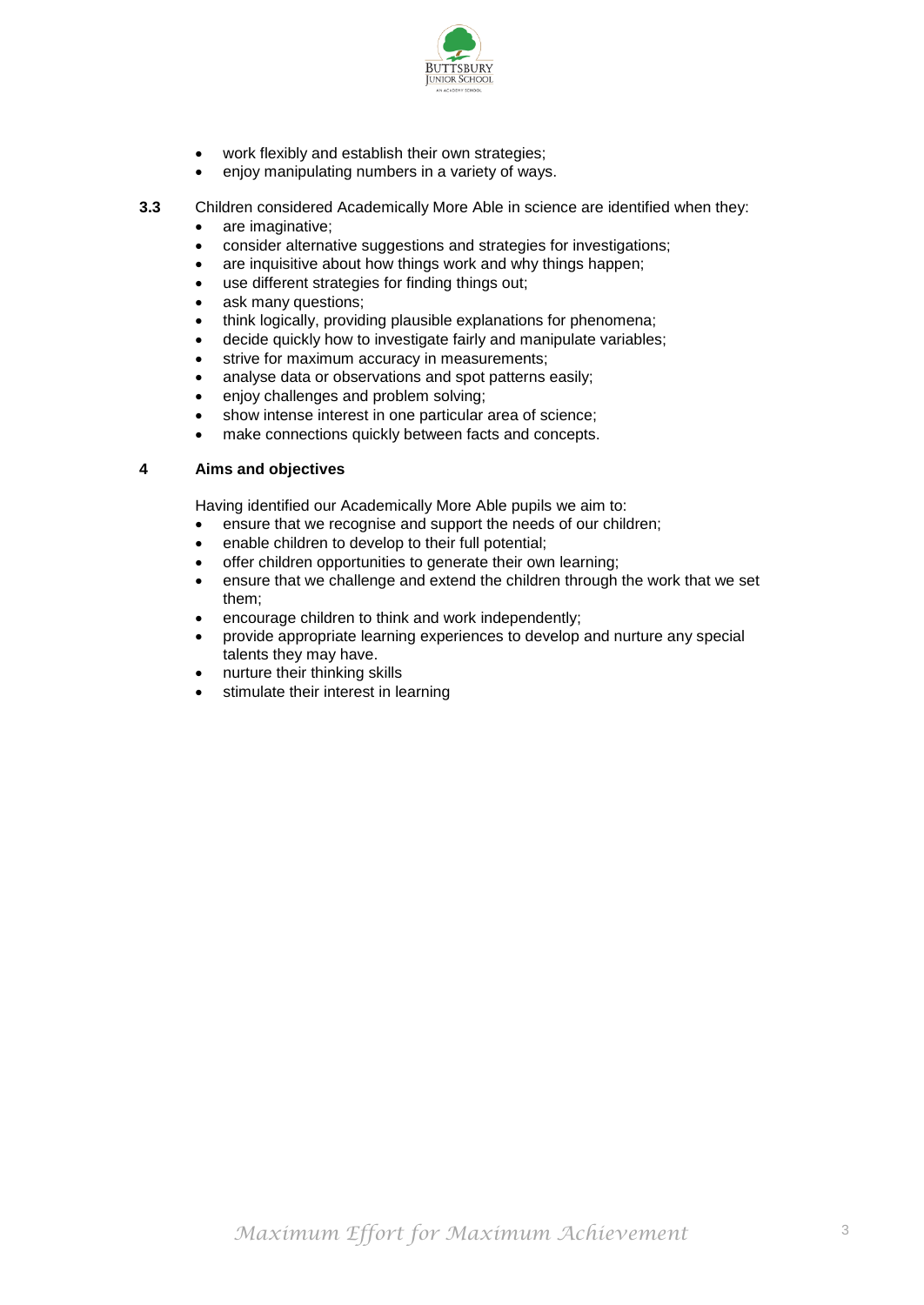- work flexibly and establish their own strategies;
- enjoy manipulating numbers in a variety of ways.

**3.3** Children considered Academically More Able in science are identified when they:

- are imaginative;
- consider alternative suggestions and strategies for investigations;
- are inquisitive about how things work and why things happen;
- use different strategies for finding things out;
- ask many questions;
- think logically, providing plausible explanations for phenomena;
- decide quickly how to investigate fairly and manipulate variables;
- strive for maximum accuracy in measurements;
- analyse data or observations and spot patterns easily;
- enjoy challenges and problem solving;
- show intense interest in one particular area of science;
- make connections quickly between facts and concepts.

## 4 Aims and objectives

Having identified our Academically More Able pupils we aim to:

- ensure that we recognise and support the needs of our children;
- enable children to develop to their full potential;
- offer children opportunities to generate their own learning;
- ensure that we challenge and extend the children through the work that we set them;
- encourage children to think and work independently;
- provide appropriate learning experiences to develop and nurture any special talents they may have.
- nurture their thinking skills
- stimulate their interest in learning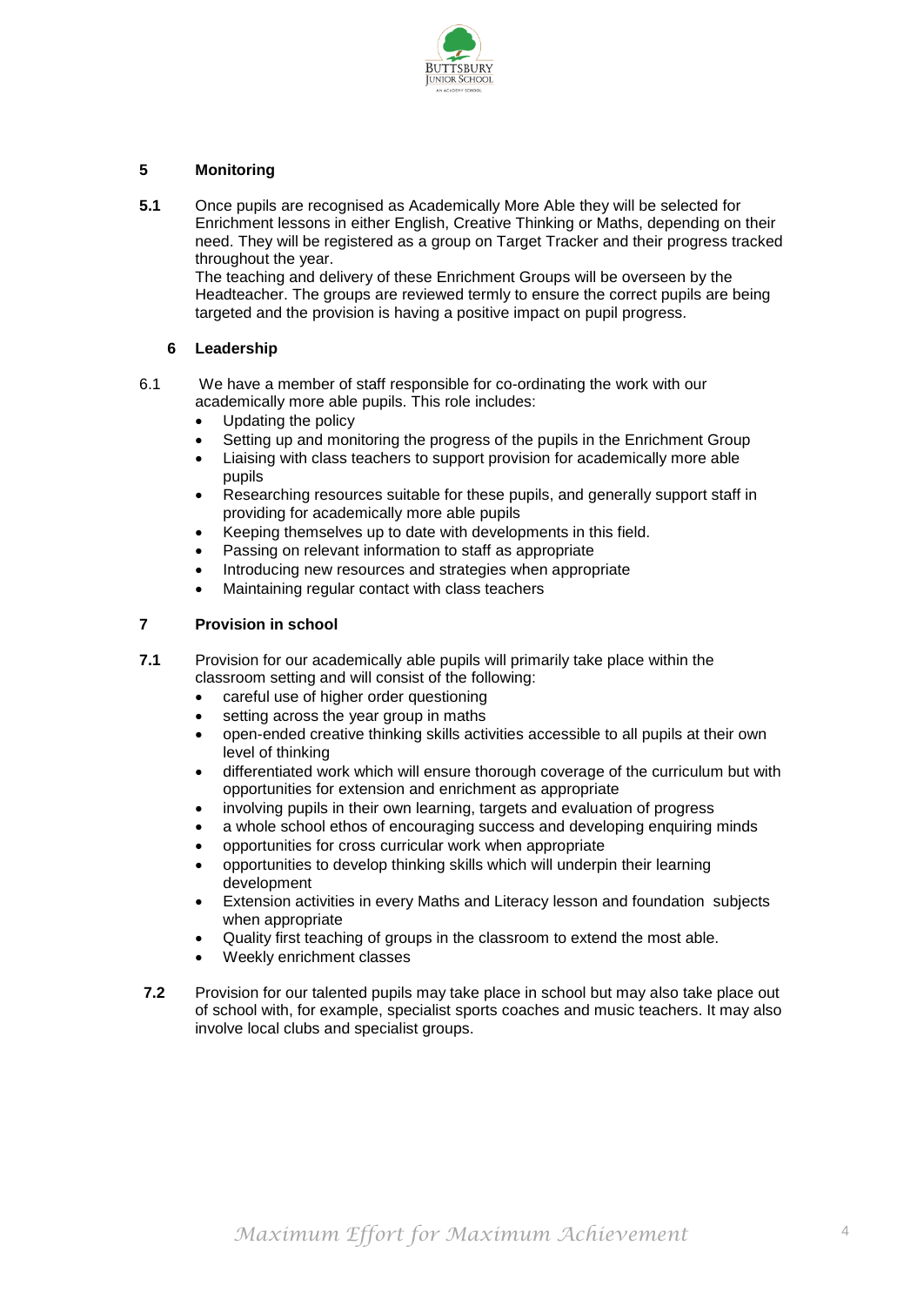## 5 Monitoring

**5.1** Once pupils are recognised as Academically More Able they will be selected for Enrichment lessons in either English, Creative Thinking or Maths, depending on their need. They will be registered as a group on Target Tracker and their progress tracked throughout the year.
The teaching and delivery of these Enrichment Groups will be overseen by the Headteacher. The groups are reviewed termly to ensure the correct pupils are being targeted and the provision is having a positive impact on pupil progress.

## 6 Leadership

6.1 We have a member of staff responsible for co-ordinating the work with our academically more able pupils. This role includes:

- Updating the policy
- Setting up and monitoring the progress of the pupils in the Enrichment Group
- Liaising with class teachers to support provision for academically more able pupils
- Researching resources suitable for these pupils, and generally support staff in providing for academically more able pupils
- Keeping themselves up to date with developments in this field.
- Passing on relevant information to staff as appropriate
- Introducing new resources and strategies when appropriate
- Maintaining regular contact with class teachers

## 7 Provision in school

**7.1** Provision for our academically able pupils will primarily take place within the classroom setting and will consist of the following:

- careful use of higher order questioning
- setting across the year group in maths
- open-ended creative thinking skills activities accessible to all pupils at their own level of thinking
- differentiated work which will ensure thorough coverage of the curriculum but with opportunities for extension and enrichment as appropriate
- involving pupils in their own learning, targets and evaluation of progress
- a whole school ethos of encouraging success and developing enquiring minds
- opportunities for cross curricular work when appropriate
- opportunities to develop thinking skills which will underpin their learning development
- Extension activities in every Maths and Literacy lesson and foundation subjects when appropriate
- Quality first teaching of groups in the classroom to extend the most able.
- Weekly enrichment classes

**7.2** Provision for our talented pupils may take place in school but may also take place out of school with, for example, specialist sports coaches and music teachers. It may also involve local clubs and specialist groups.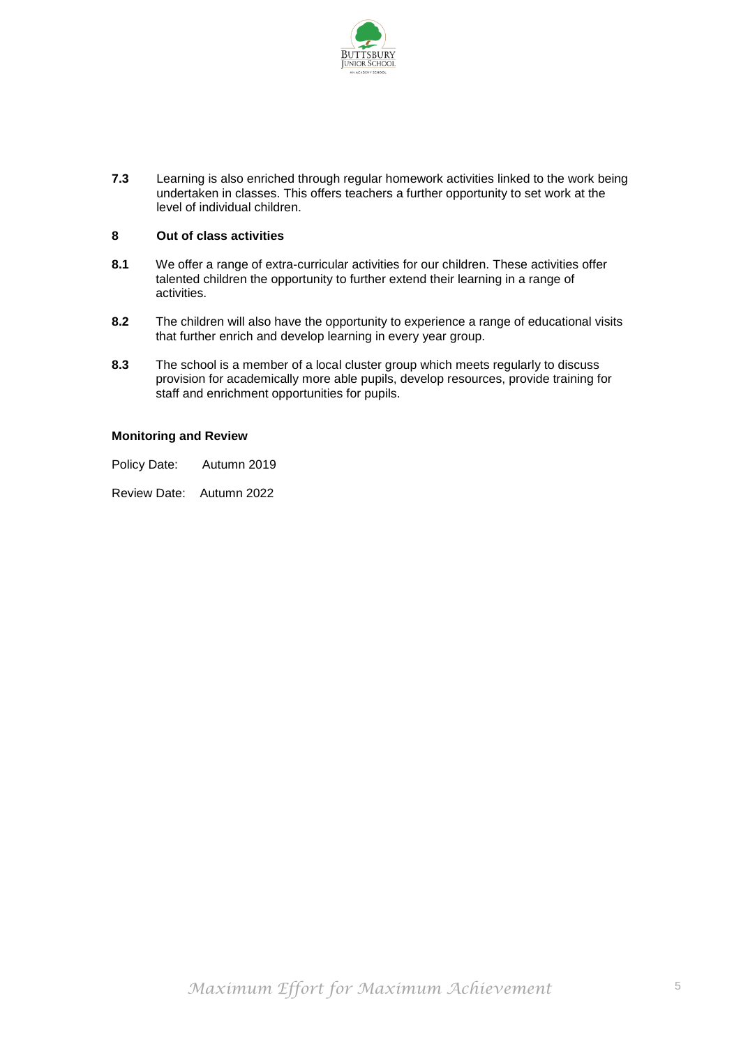**7.3** Learning is also enriched through regular homework activities linked to the work being undertaken in classes. This offers teachers a further opportunity to set work at the level of individual children.

## 8 Out of class activities

**8.1** We offer a range of extra-curricular activities for our children. These activities offer talented children the opportunity to further extend their learning in a range of activities.

**8.2** The children will also have the opportunity to experience a range of educational visits that further enrich and develop learning in every year group.

**8.3** The school is a member of a local cluster group which meets regularly to discuss provision for academically more able pupils, develop resources, provide training for staff and enrichment opportunities for pupils.

## Monitoring and Review

Policy Date: Autumn 2019

Review Date: Autumn 2022